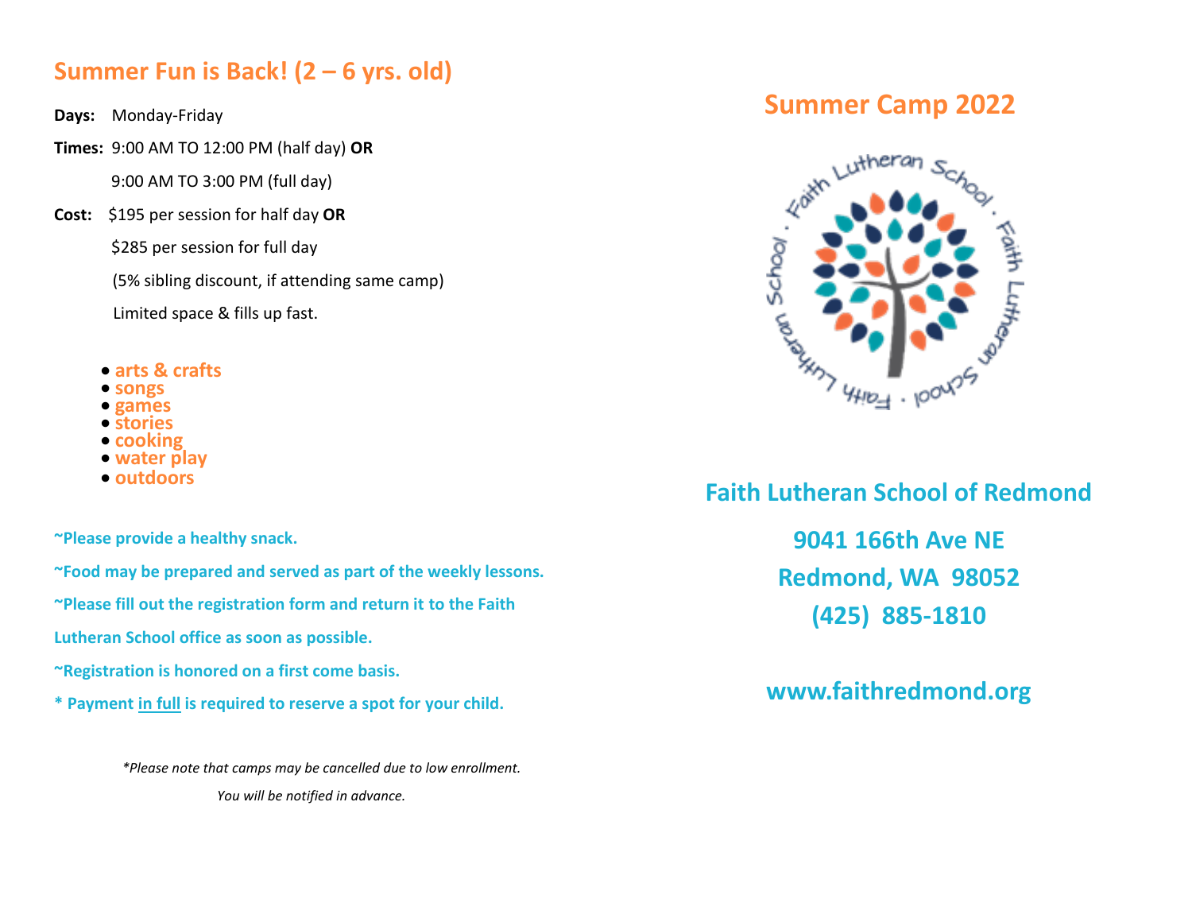## Summer Fun is Back! (2 – 6 yrs. old)

**Days:** Monday-Friday

**Times:** 9:00 AM TO 12:00 PM (half day) **OR**

9:00 AM TO 3:00 PM (full day)

**Cost:** $195 per session for half day **OR**

$285 per session for full day

(5% sibling discount, if attending same camp)

Limited space & fills up fast.

- **arts & crafts**
- **songs**
- **games**
- **stories**
- **cooking**
- **water play**
- **outdoors**

**~Please provide a healthy snack.**

**~Food may be prepared and served as part of the weekly lessons.**

**~Please fill out the registration form and return it to the Faith Lutheran School office as soon as possible.**

**~Registration is honored on a first come basis.**

**\* Payment <u>in full</u> is required to reserve a spot for your child.**

*\*Please note that camps may be cancelled due to low enrollment.*

*You will be notified in advance.*

## Summer Camp 2022

Faith Lutheran School · Faith Lutheran School · Faith Lutheran School ·

## Faith Lutheran School of Redmond

**9041 166th Ave NE**

**Redmond, WA 98052**

**(425) 885-1810**

**www.faithredmond.org**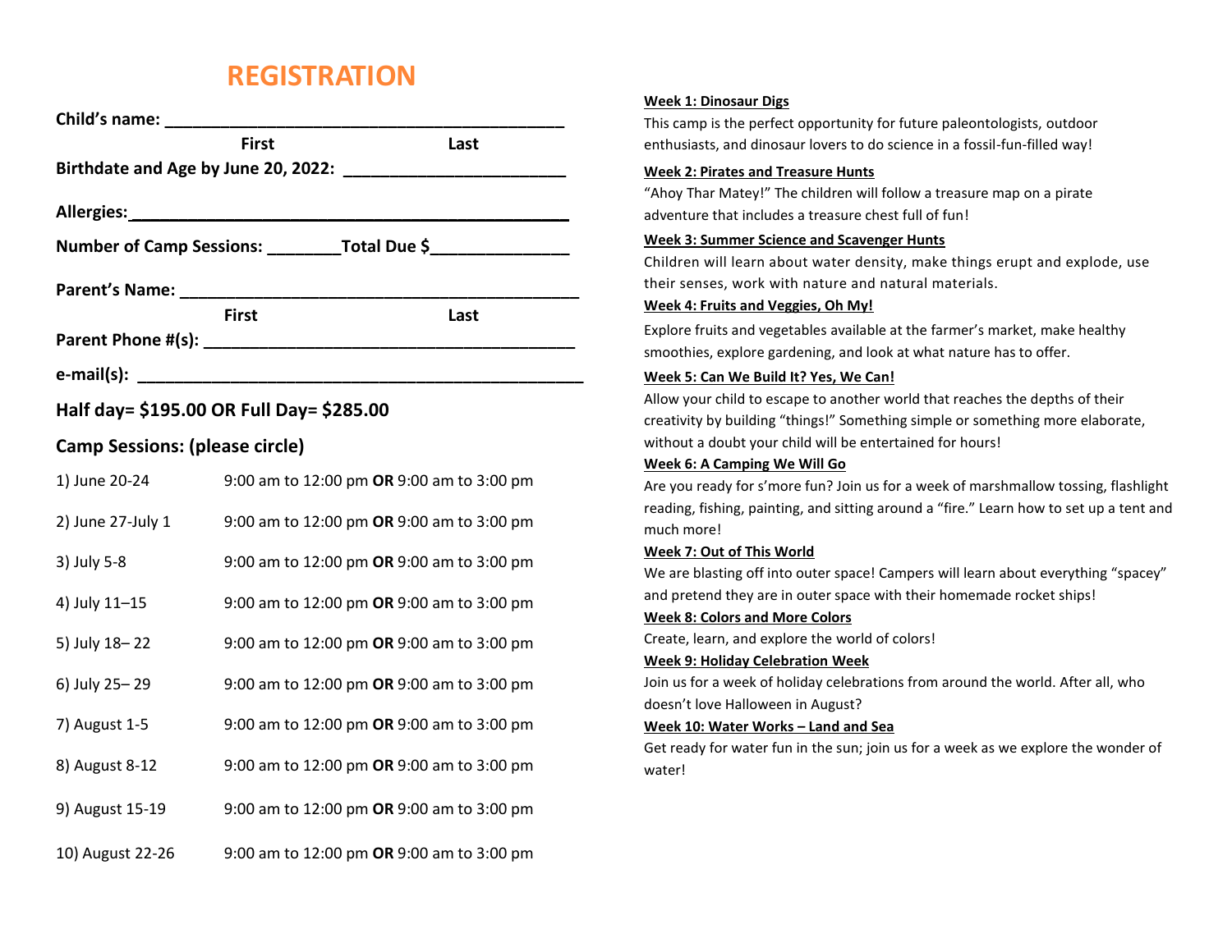# REGISTRATION

**Child's name: ___________________________________________**

**First** **Last**

**Birthdate and Age by June 20, 2022: ________________________**

**Allergies:_______________________________________________**

**Number of Camp Sessions: ________Total Due $_______________**

**Parent's Name: ___________________________________________**

**First** **Last**

**Parent Phone #(s): _______________________________________**

**e-mail(s): _______________________________________________**

**Half day= $195.00 OR Full Day= $285.00**

**Camp Sessions: (please circle)**

| | |
|---|---|
| 1) June 20-24 | 9:00 am to 12:00 pm **OR** 9:00 am to 3:00 pm |
| 2) June 27-July 1 | 9:00 am to 12:00 pm **OR** 9:00 am to 3:00 pm |
| 3) July 5-8 | 9:00 am to 12:00 pm **OR** 9:00 am to 3:00 pm |
| 4) July 11–15 | 9:00 am to 12:00 pm **OR** 9:00 am to 3:00 pm |
| 5) July 18– 22 | 9:00 am to 12:00 pm **OR** 9:00 am to 3:00 pm |
| 6) July 25– 29 | 9:00 am to 12:00 pm **OR** 9:00 am to 3:00 pm |
| 7) August 1-5 | 9:00 am to 12:00 pm **OR** 9:00 am to 3:00 pm |
| 8) August 8-12 | 9:00 am to 12:00 pm **OR** 9:00 am to 3:00 pm |
| 9) August 15-19 | 9:00 am to 12:00 pm **OR** 9:00 am to 3:00 pm |
| 10) August 22-26 | 9:00 am to 12:00 pm **OR** 9:00 am to 3:00 pm |

**Week 1: Dinosaur Digs**

This camp is the perfect opportunity for future paleontologists, outdoor enthusiasts, and dinosaur lovers to do science in a fossil-fun-filled way!

**Week 2: Pirates and Treasure Hunts**

"Ahoy Thar Matey!" The children will follow a treasure map on a pirate adventure that includes a treasure chest full of fun!

**Week 3: Summer Science and Scavenger Hunts**

Children will learn about water density, make things erupt and explode, use their senses, work with nature and natural materials.

**Week 4: Fruits and Veggies, Oh My!**

Explore fruits and vegetables available at the farmer's market, make healthy smoothies, explore gardening, and look at what nature has to offer.

**Week 5: Can We Build It? Yes, We Can!**

Allow your child to escape to another world that reaches the depths of their creativity by building "things!" Something simple or something more elaborate, without a doubt your child will be entertained for hours!

**Week 6: A Camping We Will Go**

Are you ready for s'more fun? Join us for a week of marshmallow tossing, flashlight reading, fishing, painting, and sitting around a "fire." Learn how to set up a tent and much more!

**Week 7: Out of This World**

We are blasting off into outer space! Campers will learn about everything "spacey" and pretend they are in outer space with their homemade rocket ships!

**Week 8: Colors and More Colors**

Create, learn, and explore the world of colors!

**Week 9: Holiday Celebration Week**

Join us for a week of holiday celebrations from around the world. After all, who doesn't love Halloween in August?

**Week 10: Water Works – Land and Sea**

Get ready for water fun in the sun; join us for a week as we explore the wonder of water!